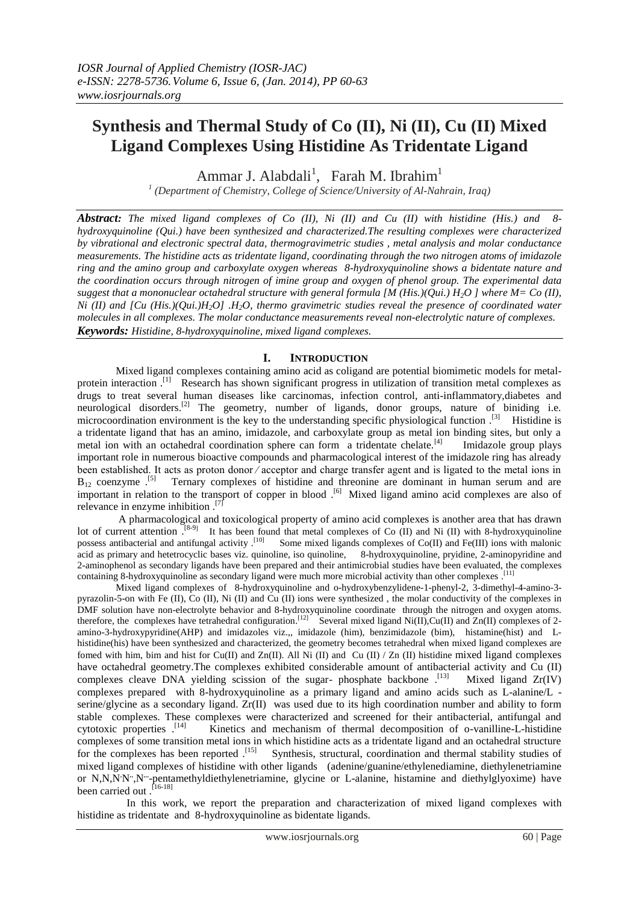# Synthesis and Thermal Study of Co (II), Ni (II), Cu (II) Mixed Ligand Complexes Using Histidine As Tridentate Ligand

Ammar J. Alabdali[1], Farah M. Ibrahim[1]

[1] (Department of Chemistry, College of Science/University of Al-Nahrain, Iraq)

***Abstract:*** *The mixed ligand complexes of Co (II), Ni (II) and Cu (II) with histidine (His.) and 8-hydroxyquinoline (Qui.) have been synthesized and characterized.The resulting complexes were characterized by vibrational and electronic spectral data, thermogravimetric studies , metal analysis and molar conductance measurements. The histidine acts as tridentate ligand, coordinating through the two nitrogen atoms of imidazole ring and the amino group and carboxylate oxygen whereas 8-hydroxyquinoline shows a bidentate nature and the coordination occurs through nitrogen of imine group and oxygen of phenol group. The experimental data suggest that a mononuclear octahedral structure with general formula [M (His.)(Qui.) $H_2O$ ] where M= Co (II), Ni (II) and [Cu (His.)(Qui.)$H_2O$] .$H_2O$, thermo gravimetric studies reveal the presence of coordinated water molecules in all complexes. The molar conductance measurements reveal non-electrolytic nature of complexes.*

***Keywords:*** *Histidine, 8-hydroxyquinoline, mixed ligand complexes.*

## I. Introduction

Mixed ligand complexes containing amino acid as coligand are potential biomimetic models for metal-protein interaction .[1] Research has shown significant progress in utilization of transition metal complexes as drugs to treat several human diseases like carcinomas, infection control, anti-inflammatory,diabetes and neurological disorders.[2] The geometry, number of ligands, donor groups, nature of biniding i.e. microcoordination environment is the key to the understanding specific physiological function .[3] Histidine is a tridentate ligand that has an amino, imidazole, and carboxylate group as metal ion binding sites, but only a metal ion with an octahedral coordination sphere can form a tridentate chelate.[4] Imidazole group plays important role in numerous bioactive compounds and pharmacological interest of the imidazole ring has already been established. It acts as proton donor ⁄ acceptor and charge transfer agent and is ligated to the metal ions in $B_{12}$ coenzyme .[5] Ternary complexes of histidine and threonine are dominant in human serum and are important in relation to the transport of copper in blood .[6] Mixed ligand amino acid complexes are also of relevance in enzyme inhibition .[7]

A pharmacological and toxicological property of amino acid complexes is another area that has drawn lot of current attention .[8-9] It has been found that metal complexes of Co (II) and Ni (II) with 8-hydroxyquinoline possess antibacterial and antifungal activity .[10] Some mixed ligands complexes of Co(II) and Fe(III) ions with malonic acid as primary and hetetrocyclic bases viz. quinoline, iso quinoline, 8-hydroxyquinoline, pryidine, 2-aminopyridine and 2-aminophenol as secondary ligands have been prepared and their antimicrobial studies have been evaluated, the complexes containing 8-hydroxyquinoline as secondary ligand were much more microbial activity than other complexes .[11]

Mixed ligand complexes of 8-hydroxyquinoline and o-hydroxybenzylidene-1-phenyl-2, 3-dimethyl-4-amino-3-pyrazolin-5-on with Fe (II), Co (II), Ni (II) and Cu (II) ions were synthesized , the molar conductivity of the complexes in DMF solution have non-electrolyte behavior and 8-hydroxyquinoline coordinate through the nitrogen and oxygen atoms. therefore, the complexes have tetrahedral configuration.[12] Several mixed ligand Ni(II),Cu(II) and Zn(II) complexes of 2-amino-3-hydroxypyridine(AHP) and imidazoles viz.,, imidazole (him), benzimidazole (bim), histamine(hist) and L-histidine(his) have been synthesized and characterized, the geometry becomes tetrahedral when mixed ligand complexes are fomed with him, bim and hist for Cu(II) and Zn(II). All Ni (II) and Cu (II) / Zn (II) histidine mixed ligand complexes have octahedral geometry.The complexes exhibited considerable amount of antibacterial activity and Cu (II) complexes cleave DNA yielding scission of the sugar- phosphate backbone .[13] Mixed ligand Zr(IV) complexes prepared with 8-hydroxyquinoline as a primary ligand and amino acids such as L-alanine/L - serine/glycine as a secondary ligand. Zr(II) was used due to its high coordination number and ability to form stable complexes. These complexes were characterized and screened for their antibacterial, antifungal and cytotoxic properties .[14] Kinetics and mechanism of thermal decomposition of o-vanilline-L-histidine complexes of some transition metal ions in which histidine acts as a tridentate ligand and an octahedral structure for the complexes has been reported .[15] Synthesis, structural, coordination and thermal stability studies of mixed ligand complexes of histidine with other ligands (adenine/guanine/ethylenediamine, diethylenetriamine or N,N,N'N'',N'''-pentamethyldiethylenetriamine, glycine or L-alanine, histamine and diethylglyoxime) have been carried out .[16-18]

In this work, we report the preparation and characterization of mixed ligand complexes with histidine as tridentate and 8-hydroxyquinoline as bidentate ligands.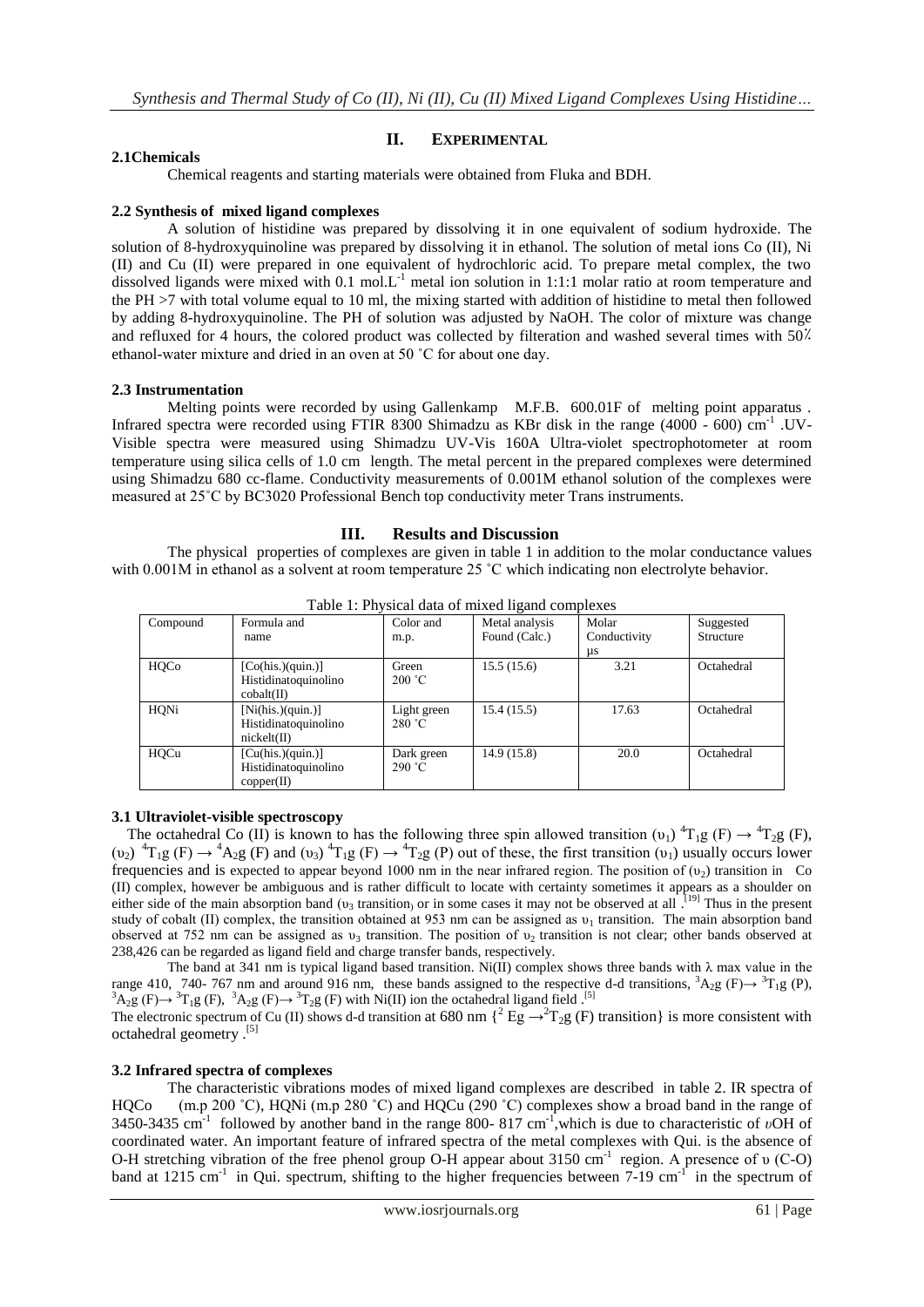## II. EXPERIMENTAL

### 2.1Chemicals

Chemical reagents and starting materials were obtained from Fluka and BDH.

### 2.2 Synthesis of mixed ligand complexes

A solution of histidine was prepared by dissolving it in one equivalent of sodium hydroxide. The solution of 8-hydroxyquinoline was prepared by dissolving it in ethanol. The solution of metal ions Co (II), Ni (II) and Cu (II) were prepared in one equivalent of hydrochloric acid. To prepare metal complex, the two dissolved ligands were mixed with 0.1 mol.L$^{-1}$ metal ion solution in 1:1:1 molar ratio at room temperature and the PH >7 with total volume equal to 10 ml, the mixing started with addition of histidine to metal then followed by adding 8-hydroxyquinoline. The PH of solution was adjusted by NaOH. The color of mixture was change and refluxed for 4 hours, the colored product was collected by filteration and washed several times with 50٪ ethanol-water mixture and dried in an oven at 50 ˚C for about one day.

### 2.3 Instrumentation

Melting points were recorded by using Gallenkamp M.F.B. 600.01F of melting point apparatus . Infrared spectra were recorded using FTIR 8300 Shimadzu as KBr disk in the range (4000 - 600) cm$^{-1}$ .UV-Visible spectra were measured using Shimadzu UV-Vis 160A Ultra-violet spectrophotometer at room temperature using silica cells of 1.0 cm length. The metal percent in the prepared complexes were determined using Shimadzu 680 cc-flame. Conductivity measurements of 0.001M ethanol solution of the complexes were measured at 25˚C by BC3020 Professional Bench top conductivity meter Trans instruments.

## III. Results and Discussion

The physical properties of complexes are given in table 1 in addition to the molar conductance values with 0.001M in ethanol as a solvent at room temperature 25 ˚C which indicating non electrolyte behavior.

Table 1: Physical data of mixed ligand complexes

| Compound | Formula and name | Color and m.p. | Metal analysis Found (Calc.) | Molar Conductivity µs | Suggested Structure |
|---|---|---|---|---|---|
| HQCo | [Co(his.)(quin.)] Histidinatoquinolino cobalt(II) | Green 200 ˚C | 15.5 (15.6) | 3.21 | Octahedral |
| HQNi | [Ni(his.)(quin.)] Histidinatoquinolino nickelt(II) | Light green 280 ˚C | 15.4 (15.5) | 17.63 | Octahedral |
| HQCu | [Cu(his.)(quin.)] Histidinatoquinolino copper(II) | Dark green 290 ˚C | 14.9 (15.8) | 20.0 | Octahedral |

### 3.1 Ultraviolet-visible spectroscopy

The octahedral Co (II) is known to has the following three spin allowed transition ($\upsilon_1$) $^4T_1g$ (F) → $^4T_2g$ (F), ($\upsilon_2$) $^4T_1g$ (F) → $^4A_2g$ (F) and ($\upsilon_3$) $^4T_1g$ (F) → $^4T_2g$ (P) out of these, the first transition ($\upsilon_1$) usually occurs lower frequencies and is expected to appear beyond 1000 nm in the near infrared region. The position of ($\upsilon_2$) transition in Co (II) complex, however be ambiguous and is rather difficult to locate with certainty sometimes it appears as a shoulder on either side of the main absorption band ($\upsilon_3$ transition) or in some cases it may not be observed at all .[19] Thus in the present study of cobalt (II) complex, the transition obtained at 953 nm can be assigned as $\upsilon_1$ transition. The main absorption band observed at 752 nm can be assigned as $\upsilon_3$ transition. The position of $\upsilon_2$ transition is not clear; other bands observed at 238,426 can be regarded as ligand field and charge transfer bands, respectively.

The band at 341 nm is typical ligand based transition. Ni(II) complex shows three bands with λ max value in the range 410, 740- 767 nm and around 916 nm, these bands assigned to the respective d-d transitions, $^3A_2g$ (F)→ $^3T_1g$ (P), $^3A_2g$ (F)→ $^3T_1g$ (F), $^3A_2g$ (F)→ $^3T_2g$ (F) with Ni(II) ion the octahedral ligand field .[5]

The electronic spectrum of Cu (II) shows d-d transition at 680 nm {$^2$ Eg →$^2T_2g$ (F) transition} is more consistent with octahedral geometry .[5]

### 3.2 Infrared spectra of complexes

The characteristic vibrations modes of mixed ligand complexes are described in table 2. IR spectra of HQCo (m.p 200 ˚C), HQNi (m.p 280 ˚C) and HQCu (290 ˚C) complexes show a broad band in the range of 3450-3435 cm$^{-1}$ followed by another band in the range 800- 817 cm$^{-1}$,which is due to characteristic of $\upsilon$OH of coordinated water. An important feature of infrared spectra of the metal complexes with Qui. is the absence of O-H stretching vibration of the free phenol group O-H appear about 3150 cm$^{-1}$ region. A presence of $\upsilon$ (C-O) band at 1215 cm$^{-1}$ in Qui. spectrum, shifting to the higher frequencies between 7-19 cm$^{-1}$ in the spectrum of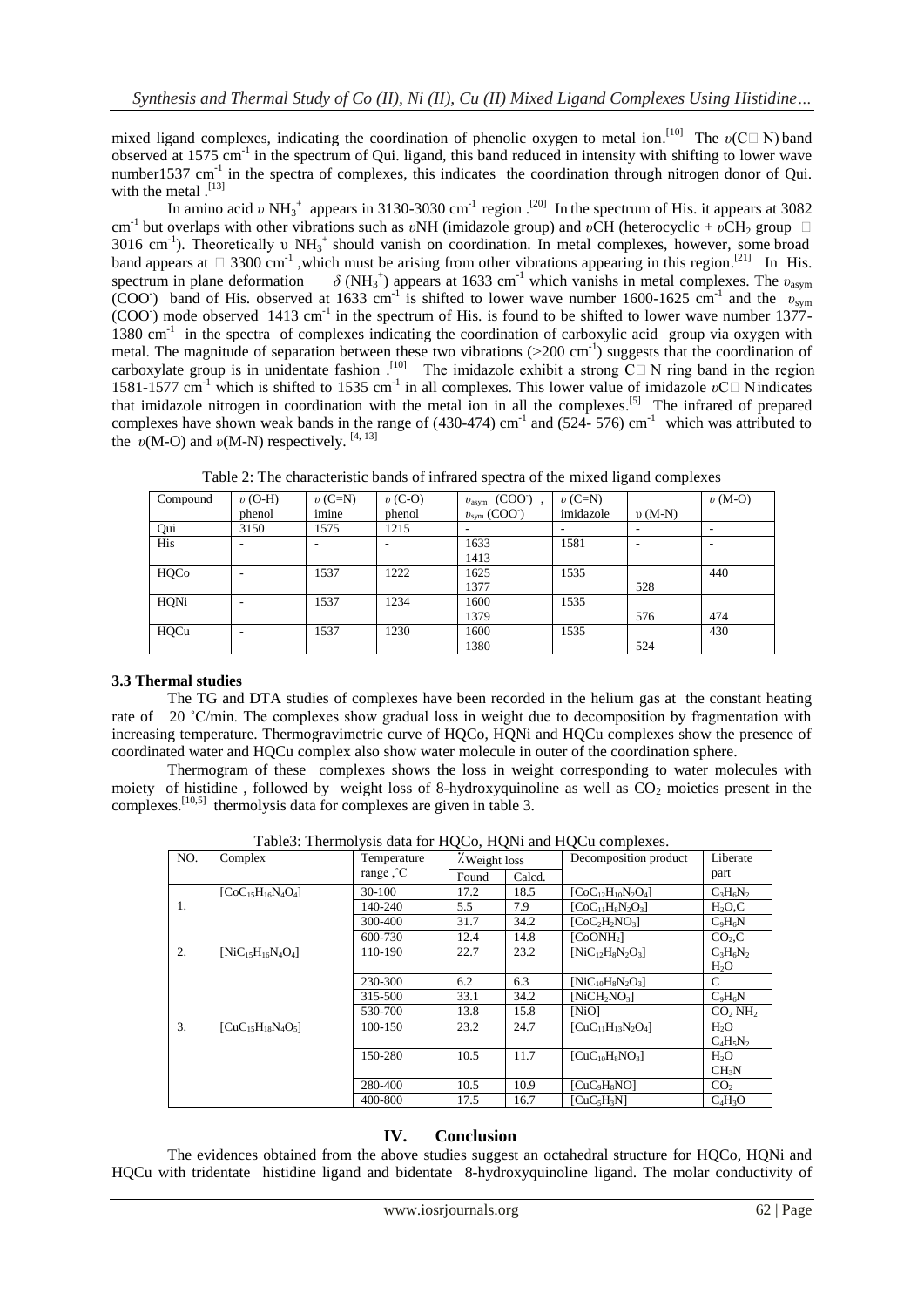mixed ligand complexes, indicating the coordination of phenolic oxygen to metal ion.[10] The $\upsilon$(C□N) band observed at 1575 $cm^{-1}$ in the spectrum of Qui. ligand, this band reduced in intensity with shifting to lower wave number1537 $cm^{-1}$ in the spectra of complexes, this indicates the coordination through nitrogen donor of Qui. with the metal .[13]

In amino acid $\upsilon$ $NH_3^+$ appears in 3130-3030 $cm^{-1}$ region .[20] In the spectrum of His. it appears at 3082 $cm^{-1}$ but overlaps with other vibrations such as $\upsilon$NH (imidazole group) and $\upsilon$CH (heterocyclic + $\upsilon CH_2$ group □ 3016 $cm^{-1}$). Theoretically $\upsilon$ $NH_3^+$ should vanish on coordination. In metal complexes, however, some broad band appears at □ 3300 $cm^{-1}$ ,which must be arising from other vibrations appearing in this region.[21] In His. spectrum in plane deformation $\delta$ ($NH_3^+$) appears at 1633 $cm^{-1}$ which vanishs in metal complexes. The $\upsilon_{asym}$ ($COO^-$) band of His. observed at 1633 $cm^{-1}$ is shifted to lower wave number 1600-1625 $cm^{-1}$ and the $\upsilon_{sym}$ ($COO^-$) mode observed 1413 $cm^{-1}$ in the spectrum of His. is found to be shifted to lower wave number 1377-1380 $cm^{-1}$ in the spectra of complexes indicating the coordination of carboxylic acid group via oxygen with metal. The magnitude of separation between these two vibrations (>200 $cm^{-1}$) suggests that the coordination of carboxylate group is in unidentate fashion .[10] The imidazole exhibit a strong C□N ring band in the region 1581-1577 $cm^{-1}$ which is shifted to 1535 $cm^{-1}$ in all complexes. This lower value of imidazole $\upsilon$C□N indicates that imidazole nitrogen in coordination with the metal ion in all the complexes.[5] The infrared of prepared complexes have shown weak bands in the range of (430-474) $cm^{-1}$ and (524- 576) $cm^{-1}$ which was attributed to the $\upsilon$(M-O) and $\upsilon$(M-N) respectively. [4, 13]

Table 2: The characteristic bands of infrared spectra of the mixed ligand complexes

| Compound | $\upsilon$ (O-H) phenol | $\upsilon$ (C=N) imine | $\upsilon$ (C-O) phenol | $\upsilon_{asym}$ ($COO^-$) , $\upsilon_{sym}$ ($COO^-$) | $\upsilon$ (C=N) imidazole | $\upsilon$ (M-N) | $\upsilon$ (M-O) |
|---|---|---|---|---|---|---|---|
| Qui | 3150 | 1575 | 1215 | - | - | - | - |
| His | - | - | - | 1633<br>1413 | 1581 | - | - |
| HQCo | - | 1537 | 1222 | 1625<br>1377 | 1535 | 528 | 440 |
| HQNi | - | 1537 | 1234 | 1600<br>1379 | 1535 | 576 | 474 |
| HQCu | - | 1537 | 1230 | 1600<br>1380 | 1535 | 524 | 430 |

### 3.3 Thermal studies

The TG and DTA studies of complexes have been recorded in the helium gas at the constant heating rate of 20 ˚C/min. The complexes show gradual loss in weight due to decomposition by fragmentation with increasing temperature. Thermogravimetric curve of HQCo, HQNi and HQCu complexes show the presence of coordinated water and HQCu complex also show water molecule in outer of the coordination sphere.

Thermogram of these complexes shows the loss in weight corresponding to water molecules with moiety of histidine , followed by weight loss of 8-hydroxyquinoline as well as $CO_2$ moieties present in the complexes.[10,5] thermolysis data for complexes are given in table 3.

Table3: Thermolysis data for HQCo, HQNi and HQCu complexes.

| NO. | Complex | Temperature range ,˚C | %Weight loss Found | %Weight loss Calcd. | Decomposition product | Liberate part |
|---|---|---|---|---|---|---|
| 1. | $[CoC_{15}H_{16}N_4O_4]$ | 30-100 | 17.2 | 18.5 | $[CoC_{12}H_{10}N_2O_4]$ | $C_3H_6N_2$ |
| | | 140-240 | 5.5 | 7.9 | $[CoC_{11}H_8N_2O_3]$ | $H_2O$,C |
| | | 300-400 | 31.7 | 34.2 | $[CoC_2H_2NO_3]$ | $C_9H_6N$ |
| | | 600-730 | 12.4 | 14.8 | $[CoONH_2]$ | $CO_2$,C |
| 2. | $[NiC_{15}H_{16}N_4O_4]$ | 110-190 | 22.7 | 23.2 | $[NiC_{12}H_8N_2O_3]$ | $C_3H_6N_2$ $H_2O$ |
| | | 230-300 | 6.2 | 6.3 | $[NiC_{10}H_8N_2O_3]$ | C |
| | | 315-500 | 33.1 | 34.2 | $[NiCH_2NO_3]$ | $C_9H_6N$ |
| | | 530-700 | 13.8 | 15.8 | [NiO] | $CO_2$ $NH_2$ |
| 3. | $[CuC_{15}H_{18}N_4O_5]$ | 100-150 | 23.2 | 24.7 | $[CuC_{11}H_{13}N_2O_4]$ | $H_2O$ $C_4H_5N_2$ |
| | | 150-280 | 10.5 | 11.7 | $[CuC_{10}H_8NO_3]$ | $H_2O$ $CH_3N$ |
| | | 280-400 | 10.5 | 10.9 | $[CuC_9H_8NO]$ | $CO_2$ |
| | | 400-800 | 17.5 | 16.7 | $[CuC_5H_3N]$ | $C_4H_3O$ |

## IV. Conclusion

The evidences obtained from the above studies suggest an octahedral structure for HQCo, HQNi and HQCu with tridentate histidine ligand and bidentate 8-hydroxyquinoline ligand. The molar conductivity of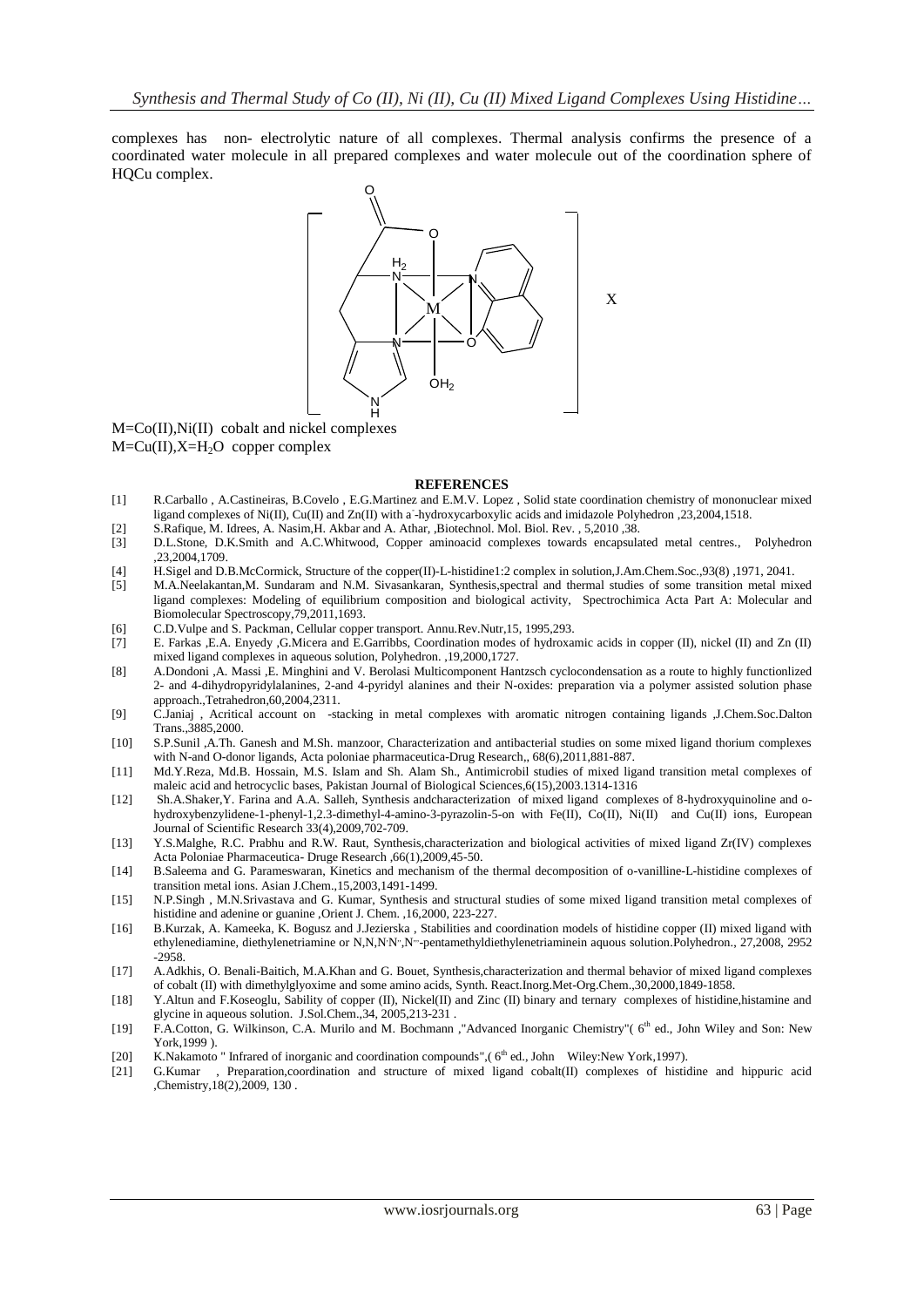complexes has non- electrolytic nature of all complexes. Thermal analysis confirms the presence of a coordinated water molecule in all prepared complexes and water molecule out of the coordination sphere of HQCu complex.

M=Co(II),Ni(II) cobalt and nickel complexes
M=Cu(II),X=$H_2O$ copper complex

### REFERENCES

[1] R.Carballo , A.Castineiras, B.Covelo , E.G.Martinez and E.M.V. Lopez , Solid state coordination chemistry of mononuclear mixed ligand complexes of Ni(II), Cu(II) and Zn(II) with a`-hydroxycarboxylic acids and imidazole Polyhedron ,23,2004,1518.

[2] S.Rafique, M. Idrees, A. Nasim,H. Akbar and A. Athar, ,Biotechnol. Mol. Biol. Rev. , 5,2010 ,38.

[3] D.L.Stone, D.K.Smith and A.C.Whitwood, Copper aminoacid complexes towards encapsulated metal centres., Polyhedron ,23,2004,1709.

[4] H.Sigel and D.B.McCormick, Structure of the copper(II)-L-histidine1:2 complex in solution,J.Am.Chem.Soc.,93(8) ,1971, 2041.

[5] M.A.Neelakantan,M. Sundaram and N.M. Sivasankaran, Synthesis,spectral and thermal studies of some transition metal mixed ligand complexes: Modeling of equilibrium composition and biological activity, Spectrochimica Acta Part A: Molecular and Biomolecular Spectroscopy,79,2011,1693.

[6] C.D.Vulpe and S. Packman, Cellular copper transport. Annu.Rev.Nutr,15, 1995,293.

[7] E. Farkas ,E.A. Enyedy ,G.Micera and E.Garribbs, Coordination modes of hydroxamic acids in copper (II), nickel (II) and Zn (II) mixed ligand complexes in aqueous solution, Polyhedron. ,19,2000,1727.

[8] A.Dondoni ,A. Massi ,E. Minghini and V. Berolasi Multicomponent Hantzsch cyclocondensation as a route to highly functionlized 2- and 4-dihydropyridylalanines, 2-and 4-pyridyl alanines and their N-oxides: preparation via a polymer assisted solution phase approach.,Tetrahedron,60,2004,2311.

[9] C.Janiaj , Acritical account on -stacking in metal complexes with aromatic nitrogen containing ligands ,J.Chem.Soc.Dalton Trans.,3885,2000.

[10] S.P.Sunil ,A.Th. Ganesh and M.Sh. manzoor, Characterization and antibacterial studies on some mixed ligand thorium complexes with N-and O-donor ligands, Acta poloniae pharmaceutica-Drug Research,, 68(6),2011,881-887.

[11] Md.Y.Reza, Md.B. Hossain, M.S. Islam and Sh. Alam Sh., Antimicrobil studies of mixed ligand transition metal complexes of maleic acid and hetrocyclic bases, Pakistan Journal of Biological Sciences,6(15),2003.1314-1316

[12] Sh.A.Shaker,Y. Farina and A.A. Salleh, Synthesis andcharacterization of mixed ligand complexes of 8-hydroxyquinoline and o-hydroxybenzylidene-1-phenyl-1,2.3-dimethyl-4-amino-3-pyrazolin-5-on with Fe(II), Co(II), Ni(II) and Cu(II) ions, European Journal of Scientific Research 33(4),2009,702-709.

[13] Y.S.Malghe, R.C. Prabhu and R.W. Raut, Synthesis,characterization and biological activities of mixed ligand Zr(IV) complexes Acta Poloniae Pharmaceutica- Druge Research ,66(1),2009,45-50.

[14] B.Saleema and G. Parameswaran, Kinetics and mechanism of the thermal decomposition of o-vanilline-L-histidine complexes of transition metal ions. Asian J.Chem.,15,2003,1491-1499.

[15] N.P.Singh , M.N.Srivastava and G. Kumar, Synthesis and structural studies of some mixed ligand transition metal complexes of histidine and adenine or guanine ,Orient J. Chem. ,16,2000, 223-227.

[16] B.Kurzak, A. Kameeka, K. Bogusz and J.Jezierska , Stabilities and coordination models of histidine copper (II) mixed ligand with ethylenediamine, diethylenetriamine or N,N,N'N'',N'''-pentamethyldiethylenetriaminein aquous solution.Polyhedron., 27,2008, 2952 -2958.

[17] A.Adkhis, O. Benali-Baitich, M.A.Khan and G. Bouet, Synthesis,characterization and thermal behavior of mixed ligand complexes of cobalt (II) with dimethylglyoxime and some amino acids, Synth. React.Inorg.Met-Org.Chem.,30,2000,1849-1858.

[18] Y.Altun and F.Koseoglu, Sability of copper (II), Nickel(II) and Zinc (II) binary and ternary complexes of histidine,histamine and glycine in aqueous solution. J.Sol.Chem.,34, 2005,213-231 .

[19] F.A.Cotton, G. Wilkinson, C.A. Murilo and M. Bochmann ,"Advanced Inorganic Chemistry"( 6th ed., John Wiley and Son: New York,1999 ).

[20] K.Nakamoto " Infrared of inorganic and coordination compounds",( 6th ed., John Wiley:New York,1997).

[21] G.Kumar , Preparation,coordination and structure of mixed ligand cobalt(II) complexes of histidine and hippuric acid ,Chemistry,18(2),2009, 130 .